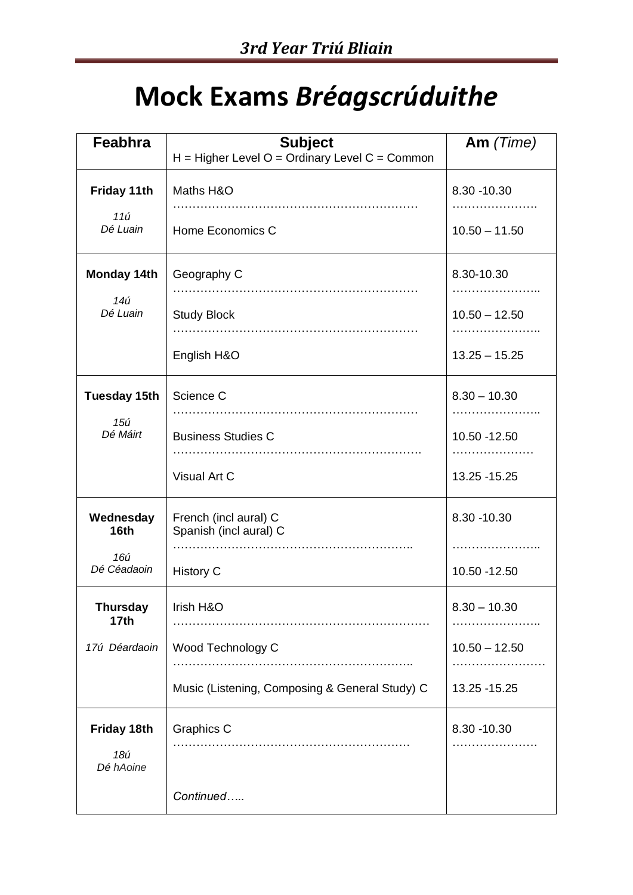*3rd Year Triú Bliain*

# Mock Exams *Bréagscrúduithe*

| Feabhra | Subject<br>H = Higher Level O = Ordinary Level C = Common | Am *(Time)* |
|---|---|---|
| **Friday 11th**<br>*11ú*<br>*Dé Luain* | Maths H&O<br>Home Economics C | 8.30 -10.30<br>10.50 – 11.50 |
| **Monday 14th**<br>*14ú*<br>*Dé Luain* | Geography C<br>Study Block<br>English H&O | 8.30-10.30<br>10.50 – 12.50<br>13.25 – 15.25 |
| **Tuesday 15th**<br>*15ú*<br>*Dé Máirt* | Science C<br>Business Studies C<br>Visual Art C | 8.30 – 10.30<br>10.50 -12.50<br>13.25 -15.25 |
| **Wednesday 16th**<br>*16ú*<br>*Dé Céadaoin* | French (incl aural) C<br>Spanish (incl aural) C<br>History C | 8.30 -10.30<br>10.50 -12.50 |
| **Thursday 17th**<br>*17ú Déardaoin* | Irish H&O<br>Wood Technology C<br>Music (Listening, Composing & General Study) C | 8.30 – 10.30<br>10.50 – 12.50<br>13.25 -15.25 |
| **Friday 18th**<br>*18ú*<br>*Dé hAoine* | Graphics C<br>*Continued…..* | 8.30 -10.30 |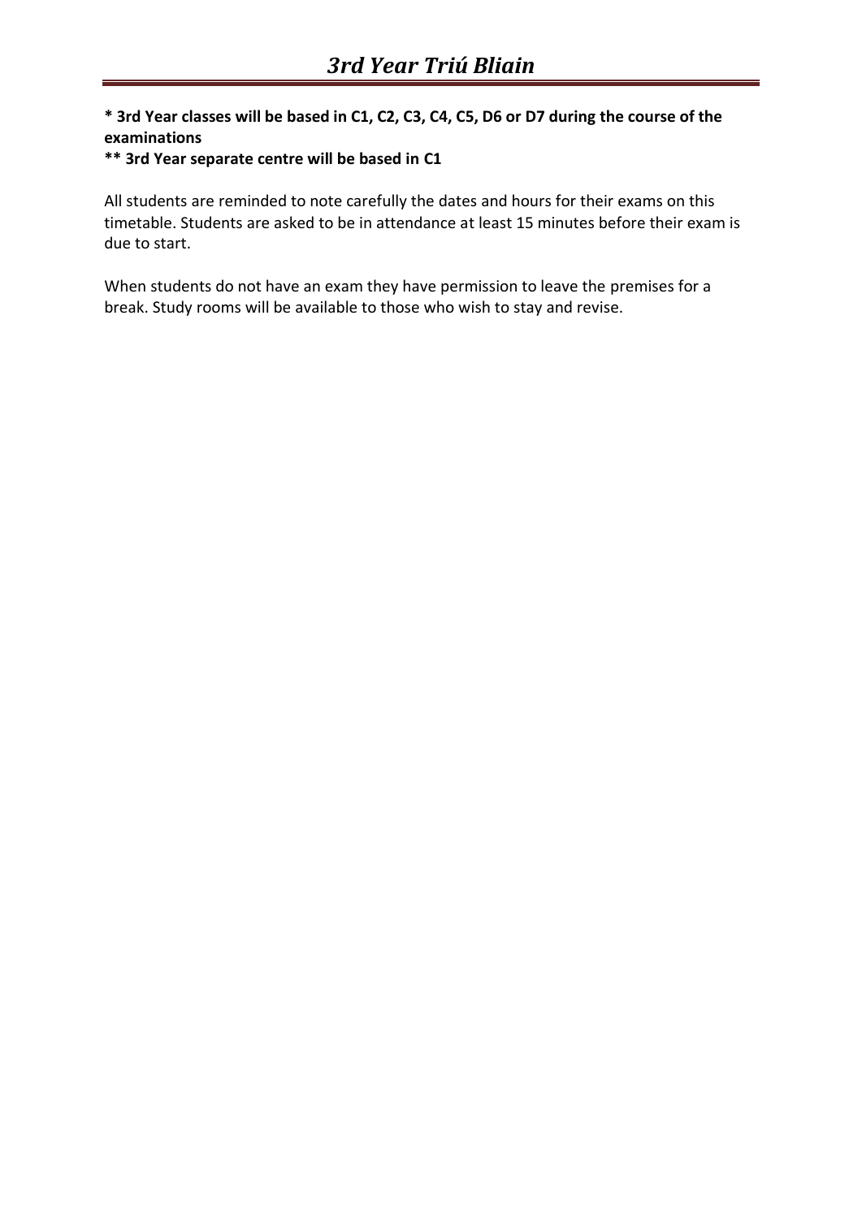# *3rd Year Triú Bliain*

**\* 3rd Year classes will be based in C1, C2, C3, C4, C5, D6 or D7 during the course of the examinations**
**\*\* 3rd Year separate centre will be based in C1**

All students are reminded to note carefully the dates and hours for their exams on this timetable. Students are asked to be in attendance at least 15 minutes before their exam is due to start.

When students do not have an exam they have permission to leave the premises for a break. Study rooms will be available to those who wish to stay and revise.